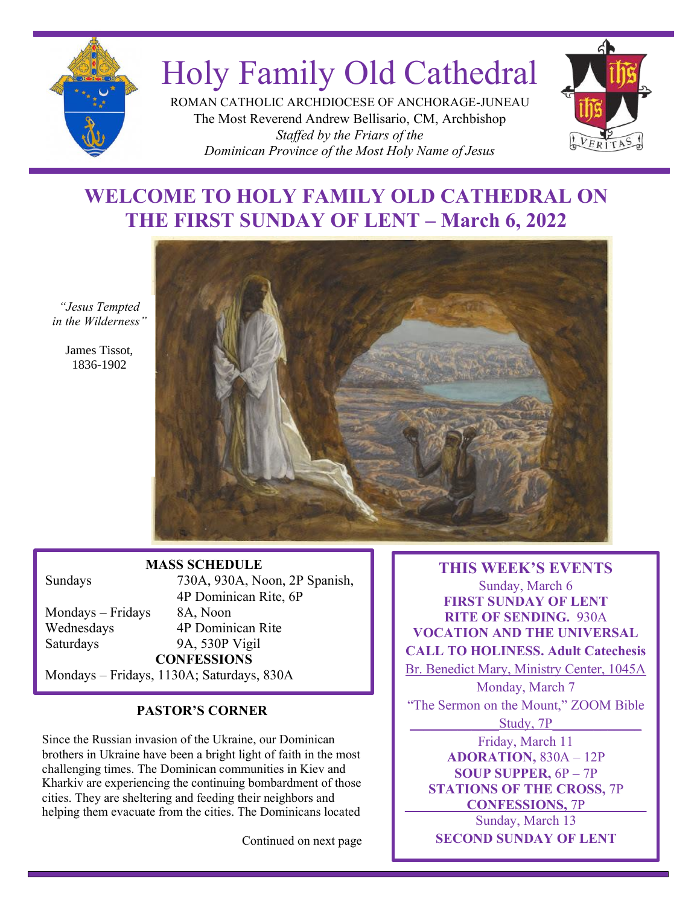# Holy Family Old Cathedral

ROMAN CATHOLIC ARCHDIOCESE OF ANCHORAGE-JUNEAU
The Most Reverend Andrew Bellisario, CM, Archbishop
*Staffed by the Friars of the*
*Dominican Province of the Most Holy Name of Jesus*

## WELCOME TO HOLY FAMILY OLD CATHEDRAL ON THE FIRST SUNDAY OF LENT – March 6, 2022

*"Jesus Tempted in the Wilderness"*

James Tissot, 1836-1902

### MASS SCHEDULE

| | |
|---|---|
| Sundays | 730A, 930A, Noon, 2P Spanish, 4P Dominican Rite, 6P |
| Mondays – Fridays | 8A, Noon |
| Wednesdays | 4P Dominican Rite |
| Saturdays | 9A, 530P Vigil |

**CONFESSIONS**

Mondays – Fridays, 1130A; Saturdays, 830A

### PASTOR'S CORNER

Since the Russian invasion of the Ukraine, our Dominican brothers in Ukraine have been a bright light of faith in the most challenging times. The Dominican communities in Kiev and Kharkiv are experiencing the continuing bombardment of those cities. They are sheltering and feeding their neighbors and helping them evacuate from the cities. The Dominicans located

Continued on next page

### THIS WEEK'S EVENTS

Sunday, March 6
**FIRST SUNDAY OF LENT**
**RITE OF SENDING.** 930A
**VOCATION AND THE UNIVERSAL CALL TO HOLINESS. Adult Catechesis**
Br. Benedict Mary, Ministry Center, 1045A

Monday, March 7
"The Sermon on the Mount," ZOOM Bible Study, 7P

Friday, March 11
**ADORATION,** 830A – 12P
**SOUP SUPPER,** 6P – 7P
**STATIONS OF THE CROSS,** 7P
**CONFESSIONS,** 7P

Sunday, March 13
**SECOND SUNDAY OF LENT**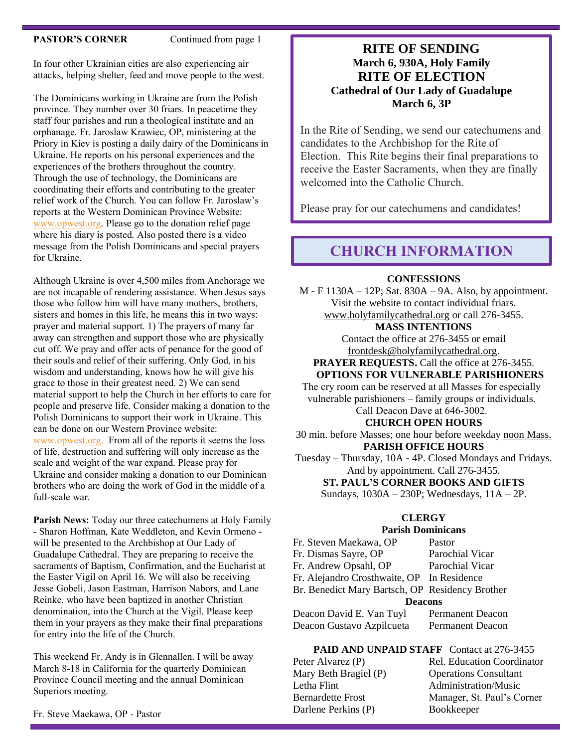**PASTOR'S CORNER** Continued from page 1

In four other Ukrainian cities are also experiencing air attacks, helping shelter, feed and move people to the west.

The Dominicans working in Ukraine are from the Polish province. They number over 30 friars. In peacetime they staff four parishes and run a theological institute and an orphanage. Fr. Jaroslaw Krawiec, OP, ministering at the Priory in Kiev is posting a daily dairy of the Dominicans in Ukraine. He reports on his personal experiences and the experiences of the brothers throughout the country. Through the use of technology, the Dominicans are coordinating their efforts and contributing to the greater relief work of the Church. You can follow Fr. Jaroslaw's reports at the Western Dominican Province Website: www.opwest.org. Please go to the donation relief page where his diary is posted. Also posted there is a video message from the Polish Dominicans and special prayers for Ukraine.

Although Ukraine is over 4,500 miles from Anchorage we are not incapable of rendering assistance. When Jesus says those who follow him will have many mothers, brothers, sisters and homes in this life, he means this in two ways: prayer and material support. 1) The prayers of many far away can strengthen and support those who are physically cut off. We pray and offer acts of penance for the good of their souls and relief of their suffering. Only God, in his wisdom and understanding, knows how he will give his grace to those in their greatest need. 2) We can send material support to help the Church in her efforts to care for people and preserve life. Consider making a donation to the Polish Dominicans to support their work in Ukraine. This can be done on our Western Province website: www.opwest.org. From all of the reports it seems the loss of life, destruction and suffering will only increase as the scale and weight of the war expand. Please pray for Ukraine and consider making a donation to our Dominican brothers who are doing the work of God in the middle of a full-scale war.

**Parish News:** Today our three catechumens at Holy Family - Sharon Hoffman, Kate Weddleton, and Kevin Ormeno - will be presented to the Archbishop at Our Lady of Guadalupe Cathedral. They are preparing to receive the sacraments of Baptism, Confirmation, and the Eucharist at the Easter Vigil on April 16. We will also be receiving Jesse Gobeli, Jason Eastman, Harrison Nabors, and Lane Reinke, who have been baptized in another Christian denomination, into the Church at the Vigil. Please keep them in your prayers as they make their final preparations for entry into the life of the Church.

This weekend Fr. Andy is in Glennallen. I will be away March 8-18 in California for the quarterly Dominican Province Council meeting and the annual Dominican Superiors meeting.

Fr. Steve Maekawa, OP - Pastor

## RITE OF SENDING
**March 6, 930A, Holy Family**

## RITE OF ELECTION
**Cathedral of Our Lady of Guadalupe**
**March 6, 3P**

In the Rite of Sending, we send our catechumens and candidates to the Archbishop for the Rite of Election. This Rite begins their final preparations to receive the Easter Sacraments, when they are finally welcomed into the Catholic Church.

Please pray for our catechumens and candidates!

## CHURCH INFORMATION

**CONFESSIONS**
M - F 1130A – 12P; Sat. 830A – 9A. Also, by appointment. Visit the website to contact individual friars. www.holyfamilycathedral.org or call 276-3455.

**MASS INTENTIONS**
Contact the office at 276-3455 or email frontdesk@holyfamilycathedral.org.

**PRAYER REQUESTS.** Call the office at 276-3455.

**OPTIONS FOR VULNERABLE PARISHIONERS**
The cry room can be reserved at all Masses for especially vulnerable parishioners – family groups or individuals. Call Deacon Dave at 646-3002.

**CHURCH OPEN HOURS**
30 min. before Masses; one hour before weekday noon Mass.

**PARISH OFFICE HOURS**
Tuesday – Thursday, 10A - 4P. Closed Mondays and Fridays. And by appointment. Call 276-3455.

**ST. PAUL'S CORNER BOOKS AND GIFTS**
Sundays, 1030A – 230P; Wednesdays, 11A – 2P.

### CLERGY

**Parish Dominicans**

| | |
|---|---|
| Fr. Steven Maekawa, OP | Pastor |
| Fr. Dismas Sayre, OP | Parochial Vicar |
| Fr. Andrew Opsahl, OP | Parochial Vicar |
| Fr. Alejandro Crosthwaite, OP | In Residence |
| Br. Benedict Mary Bartsch, OP | Residency Brother |

**Deacons**

| | |
|---|---|
| Deacon David E. Van Tuyl | Permanent Deacon |
| Deacon Gustavo Azpilcueta | Permanent Deacon |

**PAID AND UNPAID STAFF** Contact at 276-3455

| | |
|---|---|
| Peter Alvarez (P) | Rel. Education Coordinator |
| Mary Beth Bragiel (P) | Operations Consultant |
| Letha Flint | Administration/Music |
| Bernardette Frost | Manager, St. Paul's Corner |
| Darlene Perkins (P) | Bookkeeper |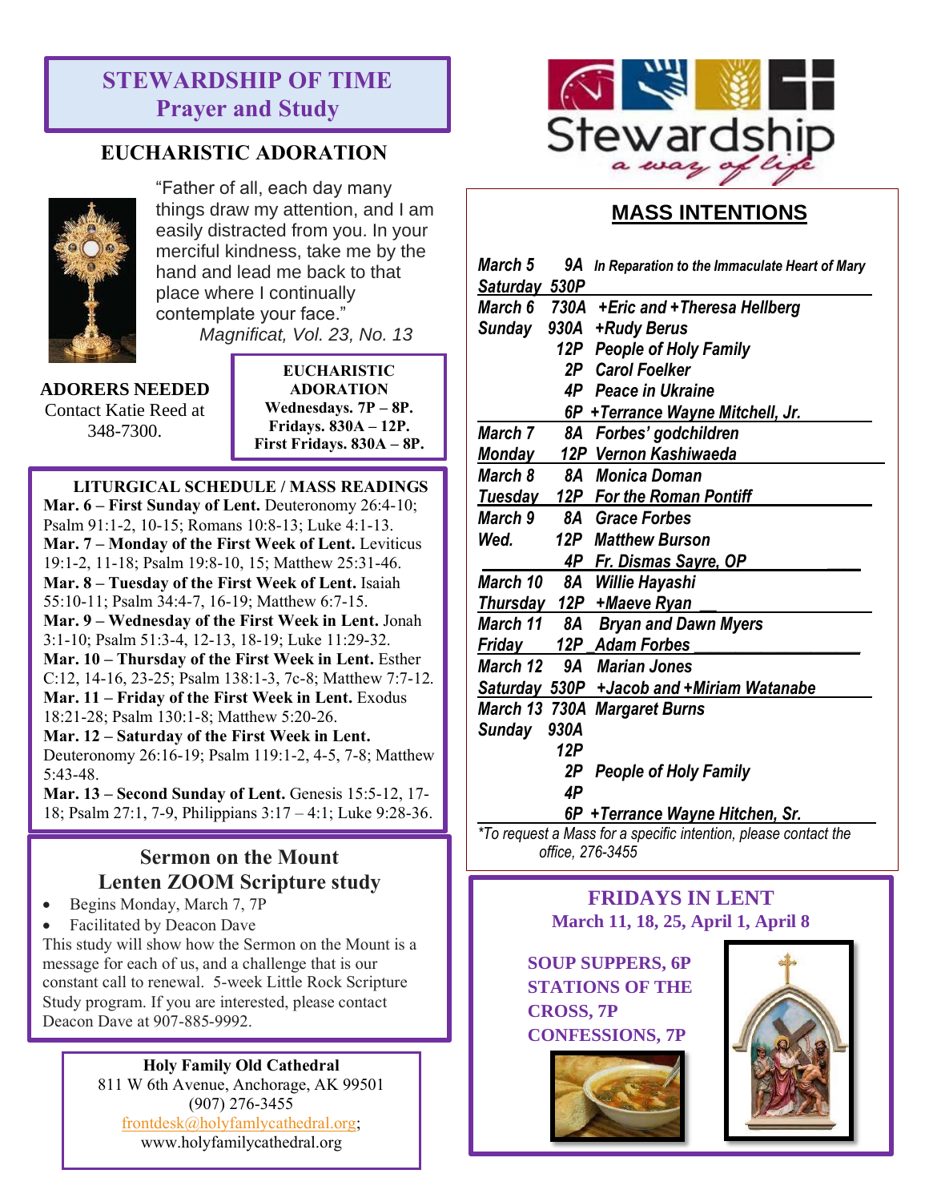# STEWARDSHIP OF TIME
## Prayer and Study

### EUCHARISTIC ADORATION

"Father of all, each day many things draw my attention, and I am easily distracted from you. In your merciful kindness, take me by the hand and lead me back to that place where I continually contemplate your face."

*Magnificat, Vol. 23, No. 13*

**ADORERS NEEDED**
Contact Katie Reed at 348-7300.

**EUCHARISTIC ADORATION**
**Wednesdays. 7P – 8P.**
**Fridays. 830A – 12P.**
**First Fridays. 830A – 8P.**

### LITURGICAL SCHEDULE / MASS READINGS

**Mar. 6 – First Sunday of Lent.** Deuteronomy 26:4-10; Psalm 91:1-2, 10-15; Romans 10:8-13; Luke 4:1-13.
**Mar. 7 – Monday of the First Week of Lent.** Leviticus 19:1-2, 11-18; Psalm 19:8-10, 15; Matthew 25:31-46.
**Mar. 8 – Tuesday of the First Week of Lent.** Isaiah 55:10-11; Psalm 34:4-7, 16-19; Matthew 6:7-15.
**Mar. 9 – Wednesday of the First Week in Lent.** Jonah 3:1-10; Psalm 51:3-4, 12-13, 18-19; Luke 11:29-32.
**Mar. 10 – Thursday of the First Week in Lent.** Esther C:12, 14-16, 23-25; Psalm 138:1-3, 7c-8; Matthew 7:7-12.
**Mar. 11 – Friday of the First Week in Lent.** Exodus 18:21-28; Psalm 130:1-8; Matthew 5:20-26.
**Mar. 12 – Saturday of the First Week in Lent.** Deuteronomy 26:16-19; Psalm 119:1-2, 4-5, 7-8; Matthew 5:43-48.
**Mar. 13 – Second Sunday of Lent.** Genesis 15:5-12, 17-18; Psalm 27:1, 7-9, Philippians 3:17 – 4:1; Luke 9:28-36.

### Sermon on the Mount
### Lenten ZOOM Scripture study

- Begins Monday, March 7, 7P
- Facilitated by Deacon Dave

This study will show how the Sermon on the Mount is a message for each of us, and a challenge that is our constant call to renewal. 5-week Little Rock Scripture Study program. If you are interested, please contact Deacon Dave at 907-885-9992.

**Holy Family Old Cathedral**
811 W 6th Avenue, Anchorage, AK 99501
(907) 276-3455
frontdesk@holyfamlycathedral.org;
www.holyfamilycathedral.org

Stewardship
*a way of life*

## MASS INTENTIONS

| Date | Time | Intention |
|---|---|---|
| *March 5* | *9A* | *In Reparation to the Immaculate Heart of Mary* |
| *Saturday* | *530P* | |
| *March 6* | *730A* | *+Eric and +Theresa Hellberg* |
| *Sunday* | *930A* | *+Rudy Berus* |
| | *12P* | *People of Holy Family* |
| | *2P* | *Carol Foelker* |
| | *4P* | *Peace in Ukraine* |
| | *6P* | *+Terrance Wayne Mitchell, Jr.* |
| *March 7* | *8A* | *Forbes' godchildren* |
| *Monday* | *12P* | *Vernon Kashiwaeda* |
| *March 8* | *8A* | *Monica Doman* |
| *Tuesday* | *12P* | *For the Roman Pontiff* |
| *March 9* | *8A* | *Grace Forbes* |
| *Wed.* | *12P* | *Matthew Burson* |
| | *4P* | *Fr. Dismas Sayre, OP* |
| *March 10* | *8A* | *Willie Hayashi* |
| *Thursday* | *12P* | *+Maeve Ryan* |
| *March 11* | *8A* | *Bryan and Dawn Myers* |
| *Friday* | *12P* | *Adam Forbes* |
| *March 12* | *9A* | *Marian Jones* |
| *Saturday* | *530P* | *+Jacob and +Miriam Watanabe* |
| *March 13* | *730A* | *Margaret Burns* |
| *Sunday* | *930A* | |
| | *12P* | |
| | *2P* | *People of Holy Family* |
| | *4P* | |
| | *6P* | *+Terrance Wayne Hitchen, Sr.* |

*\*To request a Mass for a specific intention, please contact the office, 276-3455*

### FRIDAYS IN LENT
**March 11, 18, 25, April 1, April 8**

**SOUP SUPPERS, 6P**
**STATIONS OF THE CROSS, 7P**
**CONFESSIONS, 7P**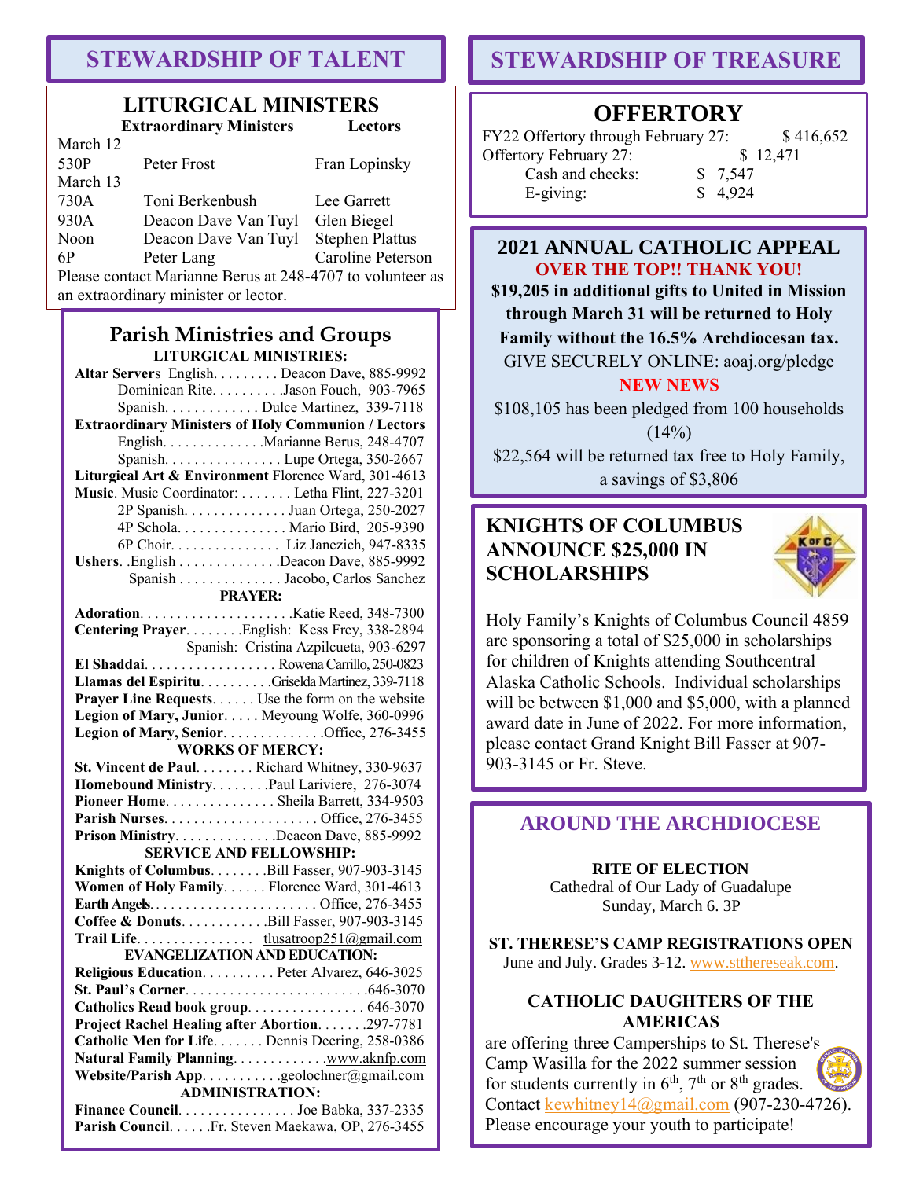## STEWARDSHIP OF TALENT

### LITURGICAL MINISTERS

| | Extraordinary Ministers | Lectors |
|---|---|---|
| March 12 | | |
| 530P | Peter Frost | Fran Lopinsky |
| March 13 | | |
| 730A | Toni Berkenbush | Lee Garrett |
| 930A | Deacon Dave Van Tuyl | Glen Biegel |
| Noon | Deacon Dave Van Tuyl | Stephen Plattus |
| 6P | Peter Lang | Caroline Peterson |

Please contact Marianne Berus at 248-4707 to volunteer as an extraordinary minister or lector.

### Parish Ministries and Groups

**LITURGICAL MINISTRIES:**

**Altar Servers** English. . . . . . . . . Deacon Dave, 885-9992
Dominican Rite. . . . . . . . . .Jason Fouch, 903-7965
Spanish. . . . . . . . . . . . Dulce Martinez, 339-7118
**Extraordinary Ministers of Holy Communion / Lectors**
English. . . . . . . . . . . . .Marianne Berus, 248-4707
Spanish. . . . . . . . . . . . . . . Lupe Ortega, 350-2667
**Liturgical Art & Environment** Florence Ward, 301-4613
**Music**. Music Coordinator: . . . . . . . Letha Flint, 227-3201
2P Spanish. . . . . . . . . . . . . Juan Ortega, 250-2027
4P Schola. . . . . . . . . . . . . . Mario Bird, 205-9390
6P Choir. . . . . . . . . . . . . . Liz Janezich, 947-8335
**Ushers**. .English . . . . . . . . . . . . .Deacon Dave, 885-9992
Spanish . . . . . . . . . . . . . Jacobo, Carlos Sanchez

**PRAYER:**

**Adoration**. . . . . . . . . . . . . . . . . . . .Katie Reed, 348-7300
**Centering Prayer**. . . . . . . .English: Kess Frey, 338-2894
Spanish: Cristina Azpilcueta, 903-6297
**El Shaddai**. . . . . . . . . . . . . . . . . Rowena Carrillo, 250-0823
**Llamas del Espiritu**. . . . . . . . . .Griselda Martinez, 339-7118
**Prayer Line Requests**. . . . . . Use the form on the website
**Legion of Mary, Junior**. . . . . Meyoung Wolfe, 360-0996
**Legion of Mary, Senior**. . . . . . . . . . . . . .Office, 276-3455

**WORKS OF MERCY:**

**St. Vincent de Paul**. . . . . . . . Richard Whitney, 330-9637
**Homebound Ministry**. . . . . . . .Paul Lariviere, 276-3074
**Pioneer Home**. . . . . . . . . . . . . . . Sheila Barrett, 334-9503
**Parish Nurses**. . . . . . . . . . . . . . . . . . . . . Office, 276-3455
**Prison Ministry**. . . . . . . . . . . . . .Deacon Dave, 885-9992

**SERVICE AND FELLOWSHIP:**

**Knights of Columbus**. . . . . . . .Bill Fasser, 907-903-3145
**Women of Holy Family**. . . . . . Florence Ward, 301-4613
**Earth Angels**. . . . . . . . . . . . . . . . . . . . . . . Office, 276-3455
**Coffee & Donuts**. . . . . . . . . . . .Bill Fasser, 907-903-3145
**Trail Life**. . . . . . . . . . . . . . . . tlusatroop251@gmail.com

**EVANGELIZATION AND EDUCATION:**

**Religious Education**. . . . . . . . . . Peter Alvarez, 646-3025
**St. Paul's Corner**. . . . . . . . . . . . . . . . . . . . . . . . .646-3070
**Catholics Read book group**. . . . . . . . . . . . . . . . 646-3070
**Project Rachel Healing after Abortion**. . . . . . .297-7781
**Catholic Men for Life**. . . . . . . Dennis Deering, 258-0386
**Natural Family Planning**. . . . . . . . . . . .www.aknfp.com
**Website/Parish App**. . . . . . . . . . .geolochner@gmail.com

**ADMINISTRATION:**

**Finance Council**. . . . . . . . . . . . . . . . Joe Babka, 337-2335
**Parish Council**. . . . . .Fr. Steven Maekawa, OP, 276-3455

## STEWARDSHIP OF TREASURE

### OFFERTORY

| | |
|---|---|
| FY22 Offertory through February 27: | $ 416,652 |
| Offertory February 27: | $ 12,471 |
| Cash and checks: | $ 7,547 |
| E-giving: | $ 4,924 |

### 2021 ANNUAL CATHOLIC APPEAL

**OVER THE TOP!! THANK YOU!**

**$19,205 in additional gifts to United in Mission through March 31 will be returned to Holy Family without the 16.5% Archdiocesan tax.**

GIVE SECURELY ONLINE: aoaj.org/pledge

**NEW NEWS**

$108,105 has been pledged from 100 households (14%)

$22,564 will be returned tax free to Holy Family, a savings of $3,806

### KNIGHTS OF COLUMBUS ANNOUNCE $25,000 IN SCHOLARSHIPS

Holy Family's Knights of Columbus Council 4859 are sponsoring a total of $25,000 in scholarships for children of Knights attending Southcentral Alaska Catholic Schools. Individual scholarships will be between $1,000 and $5,000, with a planned award date in June of 2022. For more information, please contact Grand Knight Bill Fasser at 907-903-3145 or Fr. Steve.

### AROUND THE ARCHDIOCESE

**RITE OF ELECTION**
Cathedral of Our Lady of Guadalupe
Sunday, March 6. 3P

**ST. THERESE'S CAMP REGISTRATIONS OPEN**
June and July. Grades 3-12. www.sttheresak.com.

**CATHOLIC DAUGHTERS OF THE AMERICAS**

are offering three Camperships to St. Therese's Camp Wasilla for the 2022 summer session for students currently in 6th, 7th or 8th grades. Contact kewhitney14@gmail.com (907-230-4726). Please encourage your youth to participate!